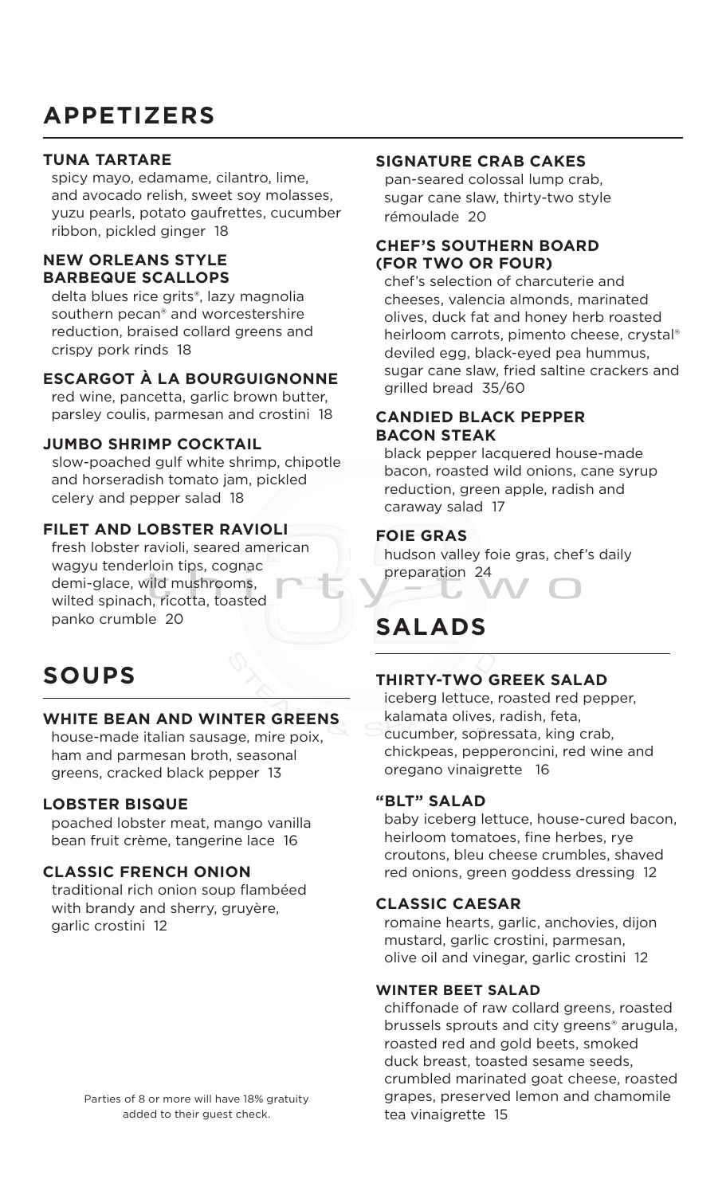# APPETIZERS

### TUNA TARTARE

spicy mayo, edamame, cilantro, lime, and avocado relish, sweet soy molasses, yuzu pearls, potato gaufrettes, cucumber ribbon, pickled ginger 18

### NEW ORLEANS STYLE BARBEQUE SCALLOPS

delta blues rice grits®, lazy magnolia southern pecan® and worcestershire reduction, braised collard greens and crispy pork rinds 18

### ESCARGOT À LA BOURGUIGNONNE

red wine, pancetta, garlic brown butter, parsley coulis, parmesan and crostini 18

### JUMBO SHRIMP COCKTAIL

slow-poached gulf white shrimp, chipotle and horseradish tomato jam, pickled celery and pepper salad 18

### FILET AND LOBSTER RAVIOLI

fresh lobster ravioli, seared american wagyu tenderloin tips, cognac demi-glace, wild mushrooms, wilted spinach, ricotta, toasted panko crumble 20

### SIGNATURE CRAB CAKES

pan-seared colossal lump crab, sugar cane slaw, thirty-two style rémoulade 20

### CHEF'S SOUTHERN BOARD (FOR TWO OR FOUR)

chef's selection of charcuterie and cheeses, valencia almonds, marinated olives, duck fat and honey herb roasted heirloom carrots, pimento cheese, crystal® deviled egg, black-eyed pea hummus, sugar cane slaw, fried saltine crackers and grilled bread 35/60

### CANDIED BLACK PEPPER BACON STEAK

black pepper lacquered house-made bacon, roasted wild onions, cane syrup reduction, green apple, radish and caraway salad 17

### FOIE GRAS

hudson valley foie gras, chef's daily preparation 24

# SOUPS

### WHITE BEAN AND WINTER GREENS

house-made italian sausage, mire poix, ham and parmesan broth, seasonal greens, cracked black pepper 13

### LOBSTER BISQUE

poached lobster meat, mango vanilla bean fruit crème, tangerine lace 16

### CLASSIC FRENCH ONION

traditional rich onion soup flambéed with brandy and sherry, gruyère, garlic crostini 12

Parties of 8 or more will have 18% gratuity added to their guest check.

# SALADS

### THIRTY-TWO GREEK SALAD

iceberg lettuce, roasted red pepper, kalamata olives, radish, feta, cucumber, sopressata, king crab, chickpeas, pepperoncini, red wine and oregano vinaigrette 16

### "BLT" SALAD

baby iceberg lettuce, house-cured bacon, heirloom tomatoes, fine herbes, rye croutons, bleu cheese crumbles, shaved red onions, green goddess dressing 12

### CLASSIC CAESAR

romaine hearts, garlic, anchovies, dijon mustard, garlic crostini, parmesan, olive oil and vinegar, garlic crostini 12

### WINTER BEET SALAD

chiffonade of raw collard greens, roasted brussels sprouts and city greens® arugula, roasted red and gold beets, smoked duck breast, toasted sesame seeds, crumbled marinated goat cheese, roasted grapes, preserved lemon and chamomile tea vinaigrette 15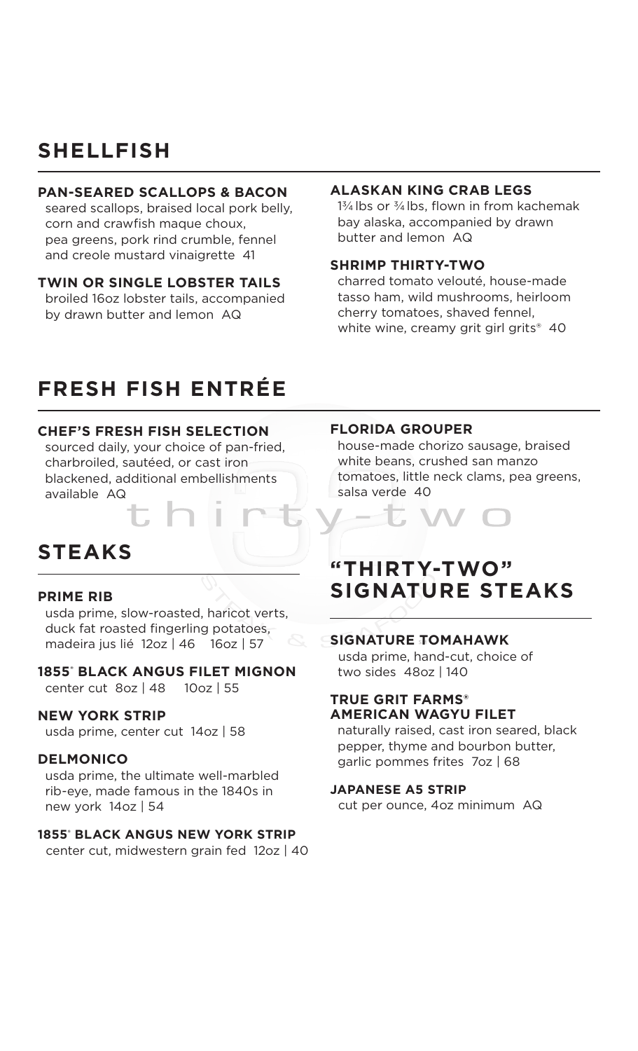## SHELLFISH

### PAN-SEARED SCALLOPS & BACON

seared scallops, braised local pork belly, corn and crawfish maque choux, pea greens, pork rind crumble, fennel and creole mustard vinaigrette 41

### TWIN OR SINGLE LOBSTER TAILS

broiled 16oz lobster tails, accompanied by drawn butter and lemon AQ

### ALASKAN KING CRAB LEGS

1¾ lbs or ¾ lbs, flown in from kachemak bay alaska, accompanied by drawn butter and lemon AQ

### SHRIMP THIRTY-TWO

charred tomato velouté, house-made tasso ham, wild mushrooms, heirloom cherry tomatoes, shaved fennel, white wine, creamy grit girl grits® 40

## FRESH FISH ENTRÉE

### CHEF'S FRESH FISH SELECTION

sourced daily, your choice of pan-fried, charbroiled, sautéed, or cast iron blackened, additional embellishments available AQ

### FLORIDA GROUPER

house-made chorizo sausage, braised white beans, crushed san manzo tomatoes, little neck clams, pea greens, salsa verde 40

## STEAKS

### PRIME RIB

usda prime, slow-roasted, haricot verts, duck fat roasted fingerling potatoes, madeira jus lié 12oz | 46 16oz | 57

### 1855® BLACK ANGUS FILET MIGNON

center cut 8oz | 48 10oz | 55

### NEW YORK STRIP

usda prime, center cut 14oz | 58

### DELMONICO

usda prime, the ultimate well-marbled rib-eye, made famous in the 1840s in new york 14oz | 54

### 1855® BLACK ANGUS NEW YORK STRIP

center cut, midwestern grain fed 12oz | 40

## "THIRTY-TWO" SIGNATURE STEAKS

### SIGNATURE TOMAHAWK

usda prime, hand-cut, choice of two sides 48oz | 140

### TRUE GRIT FARMS® AMERICAN WAGYU FILET

naturally raised, cast iron seared, black pepper, thyme and bourbon butter, garlic pommes frites 7oz | 68

### JAPANESE A5 STRIP

cut per ounce, 4oz minimum AQ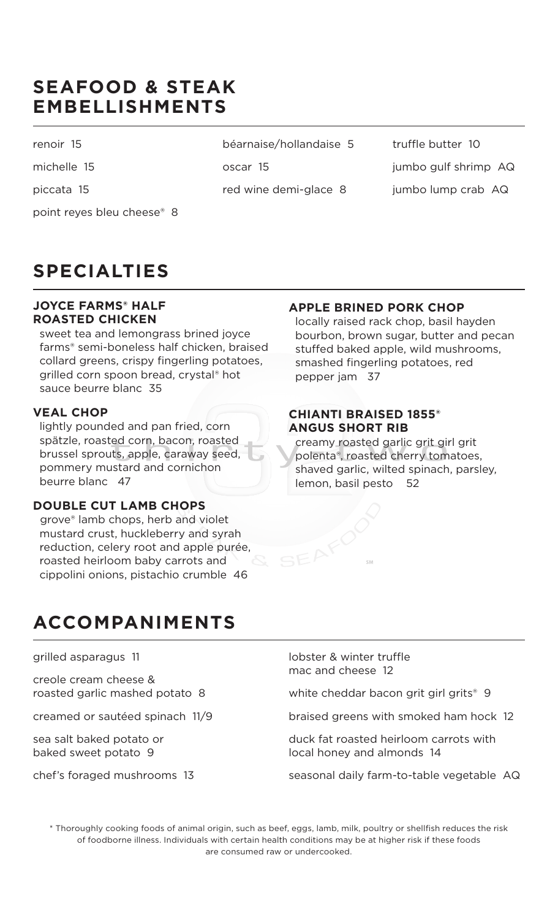## SEAFOOD & STEAK EMBELLISHMENTS

renoir 15

michelle 15

piccata 15

point reyes bleu cheese® 8

béarnaise/hollandaise 5

oscar 15

red wine demi-glace 8

truffle butter 10

jumbo gulf shrimp AQ

jumbo lump crab AQ

## SPECIALTIES

### JOYCE FARMS® HALF ROASTED CHICKEN

sweet tea and lemongrass brined joyce farms® semi-boneless half chicken, braised collard greens, crispy fingerling potatoes, grilled corn spoon bread, crystal® hot sauce beurre blanc 35

### VEAL CHOP

lightly pounded and pan fried, corn spätzle, roasted corn, bacon, roasted brussel sprouts, apple, caraway seed, pommery mustard and cornichon beurre blanc 47

### DOUBLE CUT LAMB CHOPS

grove® lamb chops, herb and violet mustard crust, huckleberry and syrah reduction, celery root and apple purée, roasted heirloom baby carrots and cippolini onions, pistachio crumble 46

### APPLE BRINED PORK CHOP

locally raised rack chop, basil hayden bourbon, brown sugar, butter and pecan stuffed baked apple, wild mushrooms, smashed fingerling potatoes, red pepper jam 37

### CHIANTI BRAISED 1855® ANGUS SHORT RIB

creamy roasted garlic grit girl grit polenta®, roasted cherry tomatoes, shaved garlic, wilted spinach, parsley, lemon, basil pesto 52

## ACCOMPANIMENTS

grilled asparagus 11

creole cream cheese & roasted garlic mashed potato 8

creamed or sautéed spinach 11/9

sea salt baked potato or baked sweet potato 9

chef's foraged mushrooms 13

lobster & winter truffle mac and cheese 12

white cheddar bacon grit girl grits® 9

braised greens with smoked ham hock 12

duck fat roasted heirloom carrots with local honey and almonds 14

seasonal daily farm-to-table vegetable AQ

\* Thoroughly cooking foods of animal origin, such as beef, eggs, lamb, milk, poultry or shellfish reduces the risk of foodborne illness. Individuals with certain health conditions may be at higher risk if these foods are consumed raw or undercooked.